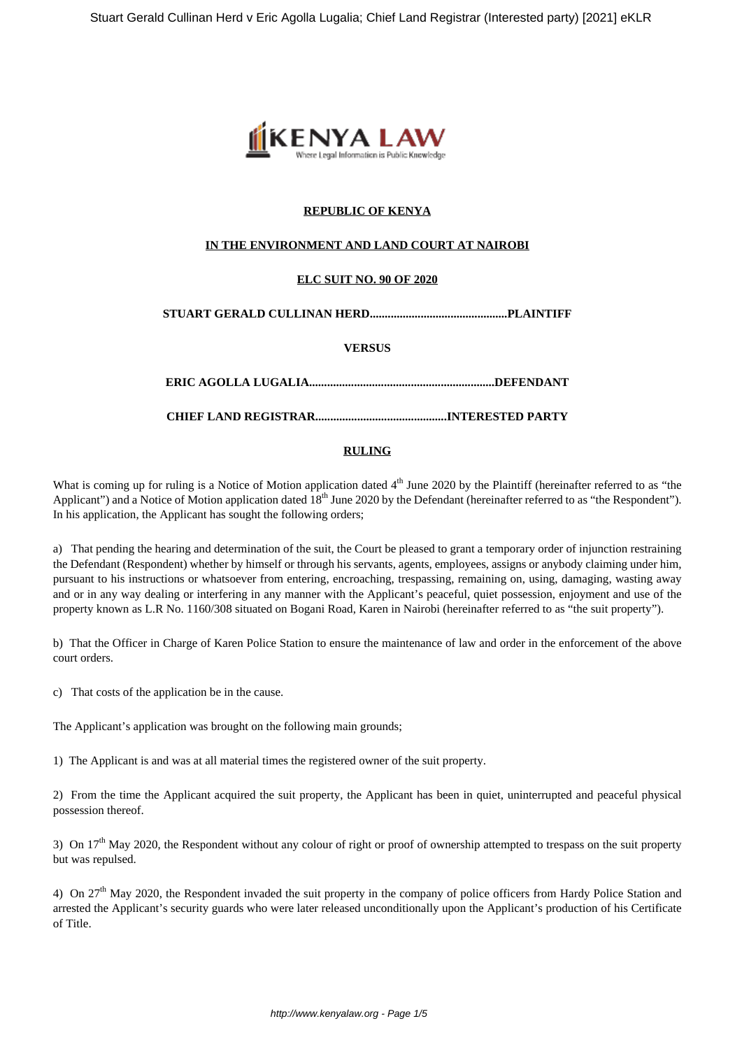**REPUBLIC OF KENYA**

**IN THE ENVIRONMENT AND LAND COURT AT NAIROBI**

**ELC SUIT NO. 90 OF 2020**

**STUART GERALD CULLINAN HERD..............................................PLAINTIFF**

**VERSUS**

**ERIC AGOLLA LUGALIA.............................................................DEFENDANT**

**CHIEF LAND REGISTRAR............................................INTERESTED PARTY**

**RULING**

What is coming up for ruling is a Notice of Motion application dated 4th June 2020 by the Plaintiff (hereinafter referred to as "the Applicant") and a Notice of Motion application dated 18th June 2020 by the Defendant (hereinafter referred to as "the Respondent"). In his application, the Applicant has sought the following orders;

a) That pending the hearing and determination of the suit, the Court be pleased to grant a temporary order of injunction restraining the Defendant (Respondent) whether by himself or through his servants, agents, employees, assigns or anybody claiming under him, pursuant to his instructions or whatsoever from entering, encroaching, trespassing, remaining on, using, damaging, wasting away and or in any way dealing or interfering in any manner with the Applicant's peaceful, quiet possession, enjoyment and use of the property known as L.R No. 1160/308 situated on Bogani Road, Karen in Nairobi (hereinafter referred to as "the suit property").

b) That the Officer in Charge of Karen Police Station to ensure the maintenance of law and order in the enforcement of the above court orders.

c) That costs of the application be in the cause.

The Applicant's application was brought on the following main grounds;

1) The Applicant is and was at all material times the registered owner of the suit property.

2) From the time the Applicant acquired the suit property, the Applicant has been in quiet, uninterrupted and peaceful physical possession thereof.

3) On 17th May 2020, the Respondent without any colour of right or proof of ownership attempted to trespass on the suit property but was repulsed.

4) On 27th May 2020, the Respondent invaded the suit property in the company of police officers from Hardy Police Station and arrested the Applicant's security guards who were later released unconditionally upon the Applicant's production of his Certificate of Title.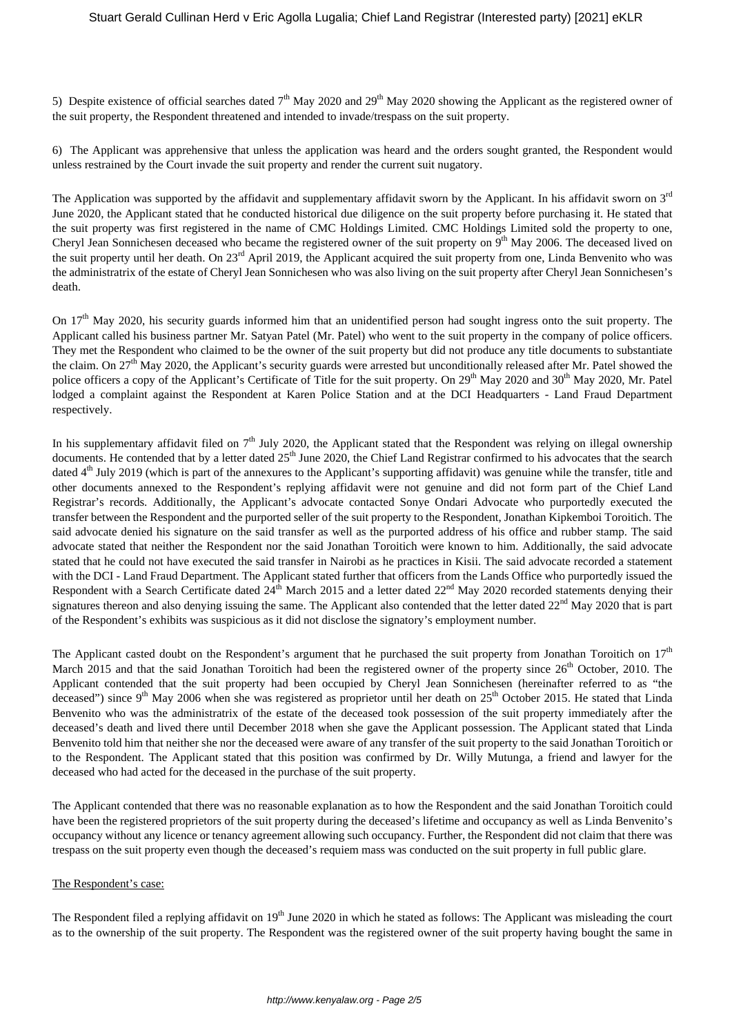5) Despite existence of official searches dated 7th May 2020 and 29th May 2020 showing the Applicant as the registered owner of the suit property, the Respondent threatened and intended to invade/trespass on the suit property.

6) The Applicant was apprehensive that unless the application was heard and the orders sought granted, the Respondent would unless restrained by the Court invade the suit property and render the current suit nugatory.

The Application was supported by the affidavit and supplementary affidavit sworn by the Applicant. In his affidavit sworn on 3rd June 2020, the Applicant stated that he conducted historical due diligence on the suit property before purchasing it. He stated that the suit property was first registered in the name of CMC Holdings Limited. CMC Holdings Limited sold the property to one, Cheryl Jean Sonnichesen deceased who became the registered owner of the suit property on 9th May 2006. The deceased lived on the suit property until her death. On 23rd April 2019, the Applicant acquired the suit property from one, Linda Benvenito who was the administratrix of the estate of Cheryl Jean Sonnichesen who was also living on the suit property after Cheryl Jean Sonnichesen's death.

On 17th May 2020, his security guards informed him that an unidentified person had sought ingress onto the suit property. The Applicant called his business partner Mr. Satyan Patel (Mr. Patel) who went to the suit property in the company of police officers. They met the Respondent who claimed to be the owner of the suit property but did not produce any title documents to substantiate the claim. On 27th May 2020, the Applicant's security guards were arrested but unconditionally released after Mr. Patel showed the police officers a copy of the Applicant's Certificate of Title for the suit property. On 29th May 2020 and 30th May 2020, Mr. Patel lodged a complaint against the Respondent at Karen Police Station and at the DCI Headquarters - Land Fraud Department respectively.

In his supplementary affidavit filed on 7th July 2020, the Applicant stated that the Respondent was relying on illegal ownership documents. He contended that by a letter dated 25th June 2020, the Chief Land Registrar confirmed to his advocates that the search dated 4th July 2019 (which is part of the annexures to the Applicant's supporting affidavit) was genuine while the transfer, title and other documents annexed to the Respondent's replying affidavit were not genuine and did not form part of the Chief Land Registrar's records. Additionally, the Applicant's advocate contacted Sonye Ondari Advocate who purportedly executed the transfer between the Respondent and the purported seller of the suit property to the Respondent, Jonathan Kipkemboi Toroitich. The said advocate denied his signature on the said transfer as well as the purported address of his office and rubber stamp. The said advocate stated that neither the Respondent nor the said Jonathan Toroitich were known to him. Additionally, the said advocate stated that he could not have executed the said transfer in Nairobi as he practices in Kisii. The said advocate recorded a statement with the DCI - Land Fraud Department. The Applicant stated further that officers from the Lands Office who purportedly issued the Respondent with a Search Certificate dated 24th March 2015 and a letter dated 22nd May 2020 recorded statements denying their signatures thereon and also denying issuing the same. The Applicant also contended that the letter dated 22nd May 2020 that is part of the Respondent's exhibits was suspicious as it did not disclose the signatory's employment number.

The Applicant casted doubt on the Respondent's argument that he purchased the suit property from Jonathan Toroitich on 17th March 2015 and that the said Jonathan Toroitich had been the registered owner of the property since 26th October, 2010. The Applicant contended that the suit property had been occupied by Cheryl Jean Sonnichesen (hereinafter referred to as "the deceased") since 9th May 2006 when she was registered as proprietor until her death on 25th October 2015. He stated that Linda Benvenito who was the administratrix of the estate of the deceased took possession of the suit property immediately after the deceased's death and lived there until December 2018 when she gave the Applicant possession. The Applicant stated that Linda Benvenito told him that neither she nor the deceased were aware of any transfer of the suit property to the said Jonathan Toroitich or to the Respondent. The Applicant stated that this position was confirmed by Dr. Willy Mutunga, a friend and lawyer for the deceased who had acted for the deceased in the purchase of the suit property.

The Applicant contended that there was no reasonable explanation as to how the Respondent and the said Jonathan Toroitich could have been the registered proprietors of the suit property during the deceased's lifetime and occupancy as well as Linda Benvenito's occupancy without any licence or tenancy agreement allowing such occupancy. Further, the Respondent did not claim that there was trespass on the suit property even though the deceased's requiem mass was conducted on the suit property in full public glare.

## The Respondent's case:

The Respondent filed a replying affidavit on 19th June 2020 in which he stated as follows: The Applicant was misleading the court as to the ownership of the suit property. The Respondent was the registered owner of the suit property having bought the same in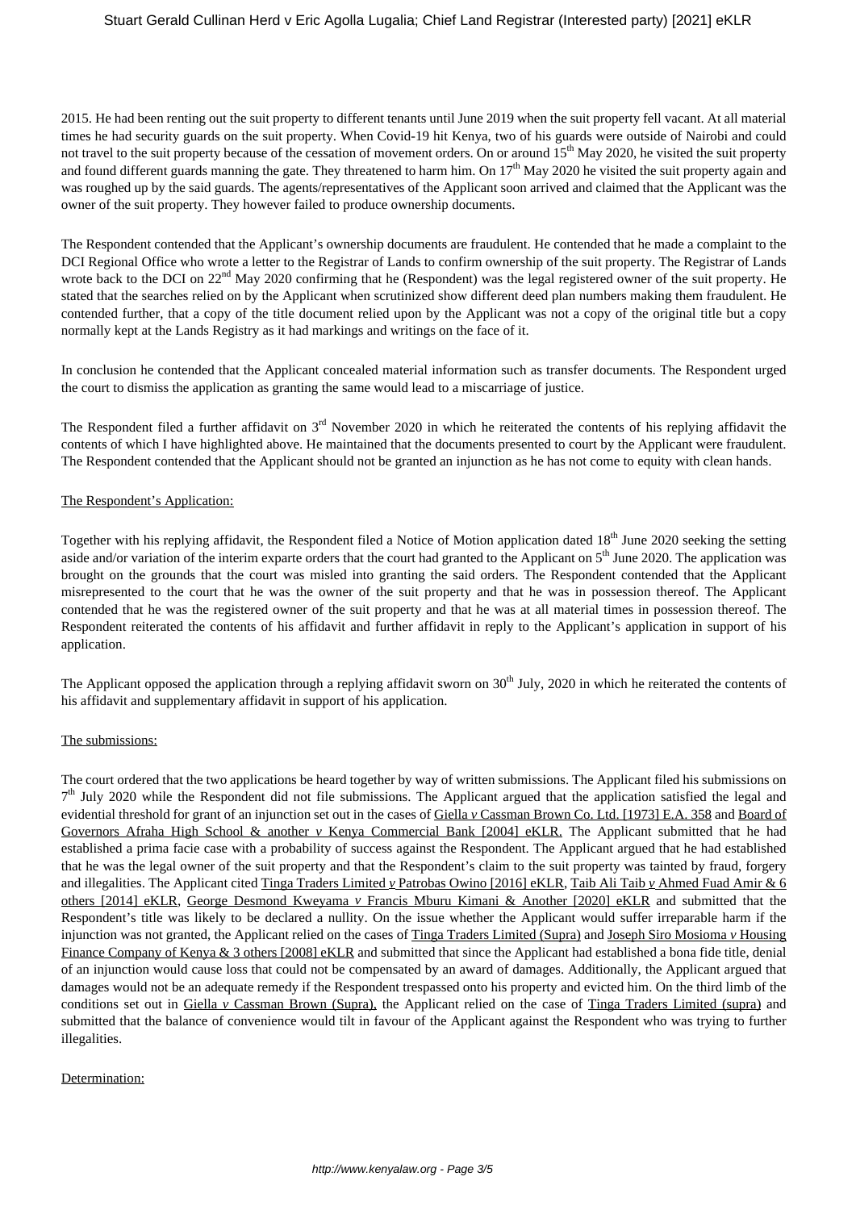2015. He had been renting out the suit property to different tenants until June 2019 when the suit property fell vacant. At all material times he had security guards on the suit property. When Covid-19 hit Kenya, two of his guards were outside of Nairobi and could not travel to the suit property because of the cessation of movement orders. On or around 15th May 2020, he visited the suit property and found different guards manning the gate. They threatened to harm him. On 17th May 2020 he visited the suit property again and was roughed up by the said guards. The agents/representatives of the Applicant soon arrived and claimed that the Applicant was the owner of the suit property. They however failed to produce ownership documents.

The Respondent contended that the Applicant's ownership documents are fraudulent. He contended that he made a complaint to the DCI Regional Office who wrote a letter to the Registrar of Lands to confirm ownership of the suit property. The Registrar of Lands wrote back to the DCI on 22nd May 2020 confirming that he (Respondent) was the legal registered owner of the suit property. He stated that the searches relied on by the Applicant when scrutinized show different deed plan numbers making them fraudulent. He contended further, that a copy of the title document relied upon by the Applicant was not a copy of the original title but a copy normally kept at the Lands Registry as it had markings and writings on the face of it.

In conclusion he contended that the Applicant concealed material information such as transfer documents. The Respondent urged the court to dismiss the application as granting the same would lead to a miscarriage of justice.

The Respondent filed a further affidavit on 3rd November 2020 in which he reiterated the contents of his replying affidavit the contents of which I have highlighted above. He maintained that the documents presented to court by the Applicant were fraudulent. The Respondent contended that the Applicant should not be granted an injunction as he has not come to equity with clean hands.

The Respondent's Application:

Together with his replying affidavit, the Respondent filed a Notice of Motion application dated 18th June 2020 seeking the setting aside and/or variation of the interim exparte orders that the court had granted to the Applicant on 5th June 2020. The application was brought on the grounds that the court was misled into granting the said orders. The Respondent contended that the Applicant misrepresented to the court that he was the owner of the suit property and that he was in possession thereof. The Applicant contended that he was the registered owner of the suit property and that he was at all material times in possession thereof. The Respondent reiterated the contents of his affidavit and further affidavit in reply to the Applicant's application in support of his application.

The Applicant opposed the application through a replying affidavit sworn on 30th July, 2020 in which he reiterated the contents of his affidavit and supplementary affidavit in support of his application.

The submissions:

The court ordered that the two applications be heard together by way of written submissions. The Applicant filed his submissions on 7th July 2020 while the Respondent did not file submissions. The Applicant argued that the application satisfied the legal and evidential threshold for grant of an injunction set out in the cases of Giella *v* Cassman Brown Co. Ltd. [1973] E.A. 358 and Board of Governors Afraha High School & another *v* Kenya Commercial Bank [2004] eKLR. The Applicant submitted that he had established a prima facie case with a probability of success against the Respondent. The Applicant argued that he had established that he was the legal owner of the suit property and that the Respondent's claim to the suit property was tainted by fraud, forgery and illegalities. The Applicant cited Tinga Traders Limited *v* Patrobas Owino [2016] eKLR, Taib Ali Taib *v* Ahmed Fuad Amir & 6 others [2014] eKLR, George Desmond Kweyama *v* Francis Mburu Kimani & Another [2020] eKLR and submitted that the Respondent's title was likely to be declared a nullity. On the issue whether the Applicant would suffer irreparable harm if the injunction was not granted, the Applicant relied on the cases of Tinga Traders Limited (Supra) and Joseph Siro Mosioma *v* Housing Finance Company of Kenya & 3 others [2008] eKLR and submitted that since the Applicant had established a bona fide title, denial of an injunction would cause loss that could not be compensated by an award of damages. Additionally, the Applicant argued that damages would not be an adequate remedy if the Respondent trespassed onto his property and evicted him. On the third limb of the conditions set out in Giella *v* Cassman Brown (Supra), the Applicant relied on the case of Tinga Traders Limited (supra) and submitted that the balance of convenience would tilt in favour of the Applicant against the Respondent who was trying to further illegalities.

Determination: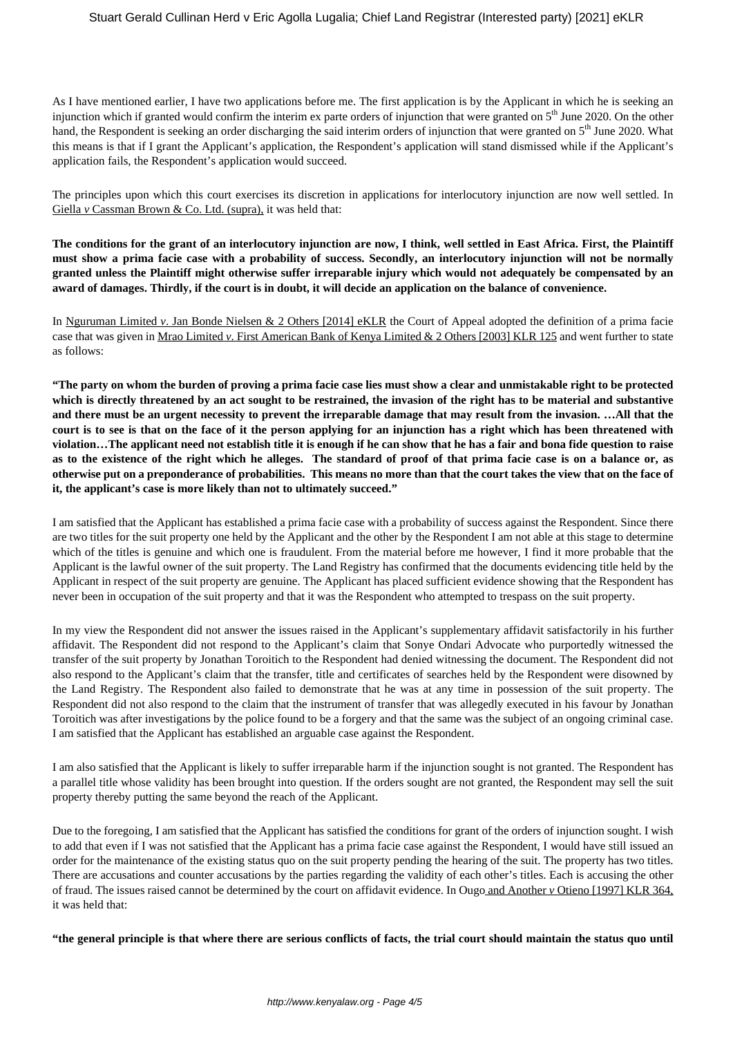As I have mentioned earlier, I have two applications before me. The first application is by the Applicant in which he is seeking an injunction which if granted would confirm the interim ex parte orders of injunction that were granted on 5th June 2020. On the other hand, the Respondent is seeking an order discharging the said interim orders of injunction that were granted on 5th June 2020. What this means is that if I grant the Applicant's application, the Respondent's application will stand dismissed while if the Applicant's application fails, the Respondent's application would succeed.

The principles upon which this court exercises its discretion in applications for interlocutory injunction are now well settled. In Giella *v* Cassman Brown & Co. Ltd. (supra), it was held that:

**The conditions for the grant of an interlocutory injunction are now, I think, well settled in East Africa. First, the Plaintiff must show a prima facie case with a probability of success. Secondly, an interlocutory injunction will not be normally granted unless the Plaintiff might otherwise suffer irreparable injury which would not adequately be compensated by an award of damages. Thirdly, if the court is in doubt, it will decide an application on the balance of convenience.**

In Nguruman Limited *v.* Jan Bonde Nielsen & 2 Others [2014] eKLR the Court of Appeal adopted the definition of a prima facie case that was given in Mrao Limited *v.* First American Bank of Kenya Limited & 2 Others [2003] KLR 125 and went further to state as follows:

**"The party on whom the burden of proving a prima facie case lies must show a clear and unmistakable right to be protected which is directly threatened by an act sought to be restrained, the invasion of the right has to be material and substantive and there must be an urgent necessity to prevent the irreparable damage that may result from the invasion. …All that the court is to see is that on the face of it the person applying for an injunction has a right which has been threatened with violation…The applicant need not establish title it is enough if he can show that he has a fair and bona fide question to raise as to the existence of the right which he alleges. The standard of proof of that prima facie case is on a balance or, as otherwise put on a preponderance of probabilities. This means no more than that the court takes the view that on the face of it, the applicant's case is more likely than not to ultimately succeed."**

I am satisfied that the Applicant has established a prima facie case with a probability of success against the Respondent. Since there are two titles for the suit property one held by the Applicant and the other by the Respondent I am not able at this stage to determine which of the titles is genuine and which one is fraudulent. From the material before me however, I find it more probable that the Applicant is the lawful owner of the suit property. The Land Registry has confirmed that the documents evidencing title held by the Applicant in respect of the suit property are genuine. The Applicant has placed sufficient evidence showing that the Respondent has never been in occupation of the suit property and that it was the Respondent who attempted to trespass on the suit property.

In my view the Respondent did not answer the issues raised in the Applicant's supplementary affidavit satisfactorily in his further affidavit. The Respondent did not respond to the Applicant's claim that Sonye Ondari Advocate who purportedly witnessed the transfer of the suit property by Jonathan Toroitich to the Respondent had denied witnessing the document. The Respondent did not also respond to the Applicant's claim that the transfer, title and certificates of searches held by the Respondent were disowned by the Land Registry. The Respondent also failed to demonstrate that he was at any time in possession of the suit property. The Respondent did not also respond to the claim that the instrument of transfer that was allegedly executed in his favour by Jonathan Toroitich was after investigations by the police found to be a forgery and that the same was the subject of an ongoing criminal case. I am satisfied that the Applicant has established an arguable case against the Respondent.

I am also satisfied that the Applicant is likely to suffer irreparable harm if the injunction sought is not granted. The Respondent has a parallel title whose validity has been brought into question. If the orders sought are not granted, the Respondent may sell the suit property thereby putting the same beyond the reach of the Applicant.

Due to the foregoing, I am satisfied that the Applicant has satisfied the conditions for grant of the orders of injunction sought. I wish to add that even if I was not satisfied that the Applicant has a prima facie case against the Respondent, I would have still issued an order for the maintenance of the existing status quo on the suit property pending the hearing of the suit. The property has two titles. There are accusations and counter accusations by the parties regarding the validity of each other's titles. Each is accusing the other of fraud. The issues raised cannot be determined by the court on affidavit evidence. In Ougo and Another *v* Otieno [1997] KLR 364, it was held that:

**"the general principle is that where there are serious conflicts of facts, the trial court should maintain the status quo until**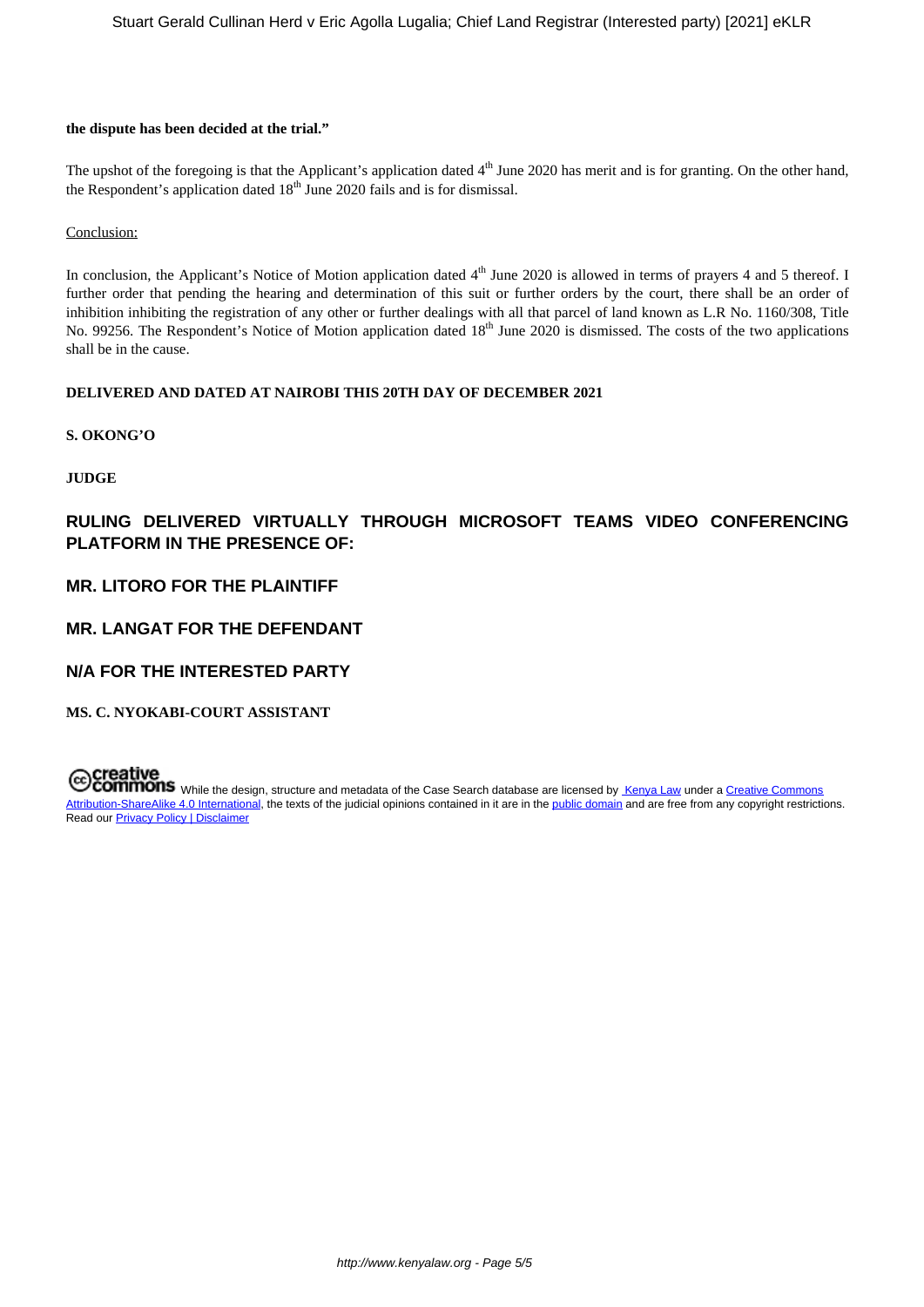**the dispute has been decided at the trial."**

The upshot of the foregoing is that the Applicant's application dated 4th June 2020 has merit and is for granting. On the other hand, the Respondent's application dated 18th June 2020 fails and is for dismissal.

Conclusion:

In conclusion, the Applicant's Notice of Motion application dated 4th June 2020 is allowed in terms of prayers 4 and 5 thereof. I further order that pending the hearing and determination of this suit or further orders by the court, there shall be an order of inhibition inhibiting the registration of any other or further dealings with all that parcel of land known as L.R No. 1160/308, Title No. 99256. The Respondent's Notice of Motion application dated 18th June 2020 is dismissed. The costs of the two applications shall be in the cause.

**DELIVERED AND DATED AT NAIROBI THIS 20TH DAY OF DECEMBER 2021**

**S. OKONG'O**

**JUDGE**

**RULING DELIVERED VIRTUALLY THROUGH MICROSOFT TEAMS VIDEO CONFERENCING PLATFORM IN THE PRESENCE OF:**

**MR. LITORO FOR THE PLAINTIFF**

**MR. LANGAT FOR THE DEFENDANT**

**N/A FOR THE INTERESTED PARTY**

**MS. C. NYOKABI-COURT ASSISTANT**

While the design, structure and metadata of the Case Search database are licensed by Kenya Law under a Creative Commons Attribution-ShareAlike 4.0 International, the texts of the judicial opinions contained in it are in the public domain and are free from any copyright restrictions. Read our Privacy Policy | Disclaimer